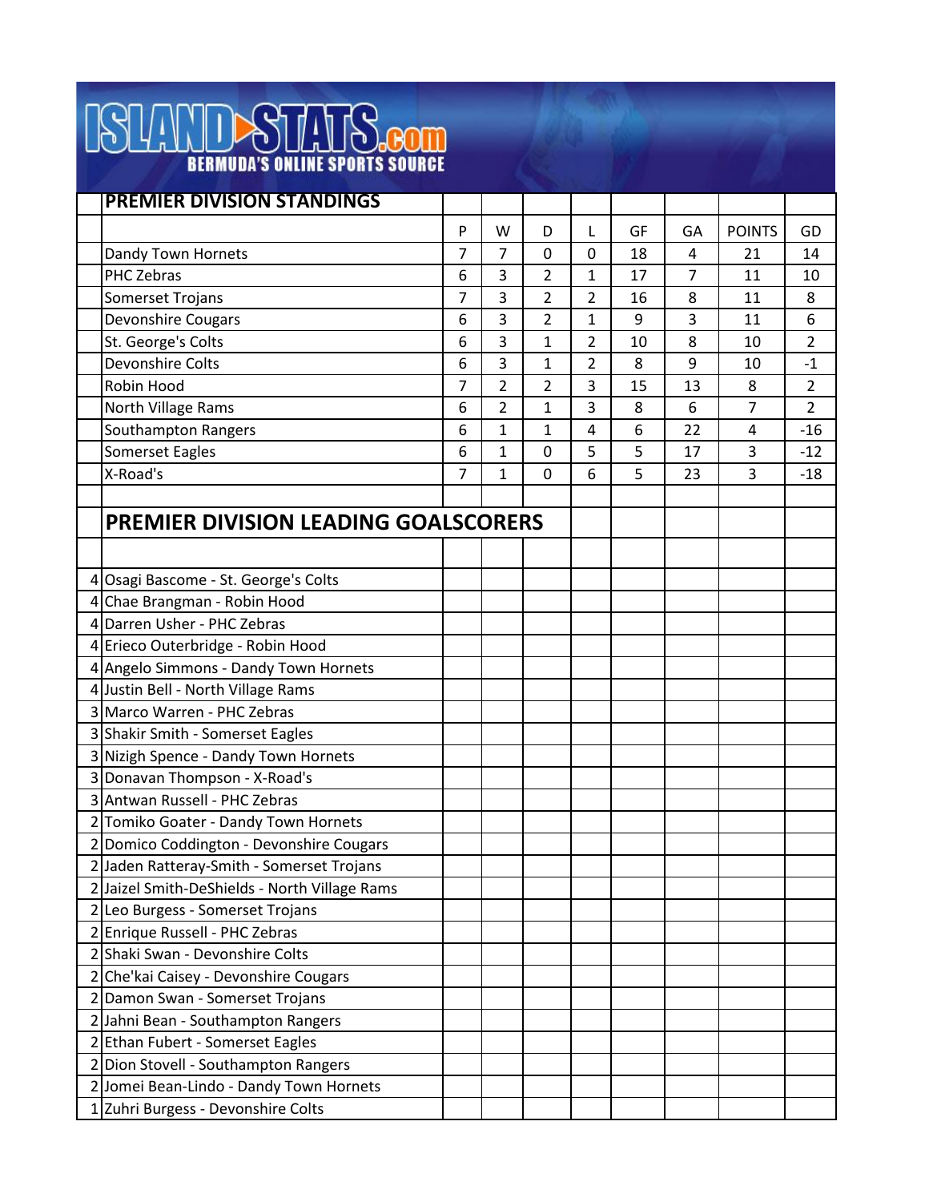ISLAND STATS.com

BERMUDA'S ONLINE SPORTS SOURCE

## PREMIER DIVISION STANDINGS

| | P | W | D | L | GF | GA | POINTS | GD |
|---|---|---|---|---|---|---|---|---|
| Dandy Town Hornets | 7 | 7 | 0 | 0 | 18 | 4 | 21 | 14 |
| PHC Zebras | 6 | 3 | 2 | 1 | 17 | 7 | 11 | 10 |
| Somerset Trojans | 7 | 3 | 2 | 2 | 16 | 8 | 11 | 8 |
| Devonshire Cougars | 6 | 3 | 2 | 1 | 9 | 3 | 11 | 6 |
| St. George's Colts | 6 | 3 | 1 | 2 | 10 | 8 | 10 | 2 |
| Devonshire Colts | 6 | 3 | 1 | 2 | 8 | 9 | 10 | -1 |
| Robin Hood | 7 | 2 | 2 | 3 | 15 | 13 | 8 | 2 |
| North Village Rams | 6 | 2 | 1 | 3 | 8 | 6 | 7 | 2 |
| Southampton Rangers | 6 | 1 | 1 | 4 | 6 | 22 | 4 | -16 |
| Somerset Eagles | 6 | 1 | 0 | 5 | 5 | 17 | 3 | -12 |
| X-Road's | 7 | 1 | 0 | 6 | 5 | 23 | 3 | -18 |

## PREMIER DIVISION LEADING GOALSCORERS

| | |
|---|---|
| 4 | Osagi Bascome - St. George's Colts |
| 4 | Chae Brangman - Robin Hood |
| 4 | Darren Usher - PHC Zebras |
| 4 | Erieco Outerbridge - Robin Hood |
| 4 | Angelo Simmons - Dandy Town Hornets |
| 4 | Justin Bell - North Village Rams |
| 3 | Marco Warren - PHC Zebras |
| 3 | Shakir Smith - Somerset Eagles |
| 3 | Nizigh Spence - Dandy Town Hornets |
| 3 | Donavan Thompson - X-Road's |
| 3 | Antwan Russell - PHC Zebras |
| 2 | Tomiko Goater - Dandy Town Hornets |
| 2 | Domico Coddington - Devonshire Cougars |
| 2 | Jaden Ratteray-Smith - Somerset Trojans |
| 2 | Jaizel Smith-DeShields - North Village Rams |
| 2 | Leo Burgess - Somerset Trojans |
| 2 | Enrique Russell - PHC Zebras |
| 2 | Shaki Swan - Devonshire Colts |
| 2 | Che'kai Caisey - Devonshire Cougars |
| 2 | Damon Swan - Somerset Trojans |
| 2 | Jahni Bean - Southampton Rangers |
| 2 | Ethan Fubert - Somerset Eagles |
| 2 | Dion Stovell - Southampton Rangers |
| 2 | Jomei Bean-Lindo - Dandy Town Hornets |
| 1 | Zuhri Burgess - Devonshire Colts |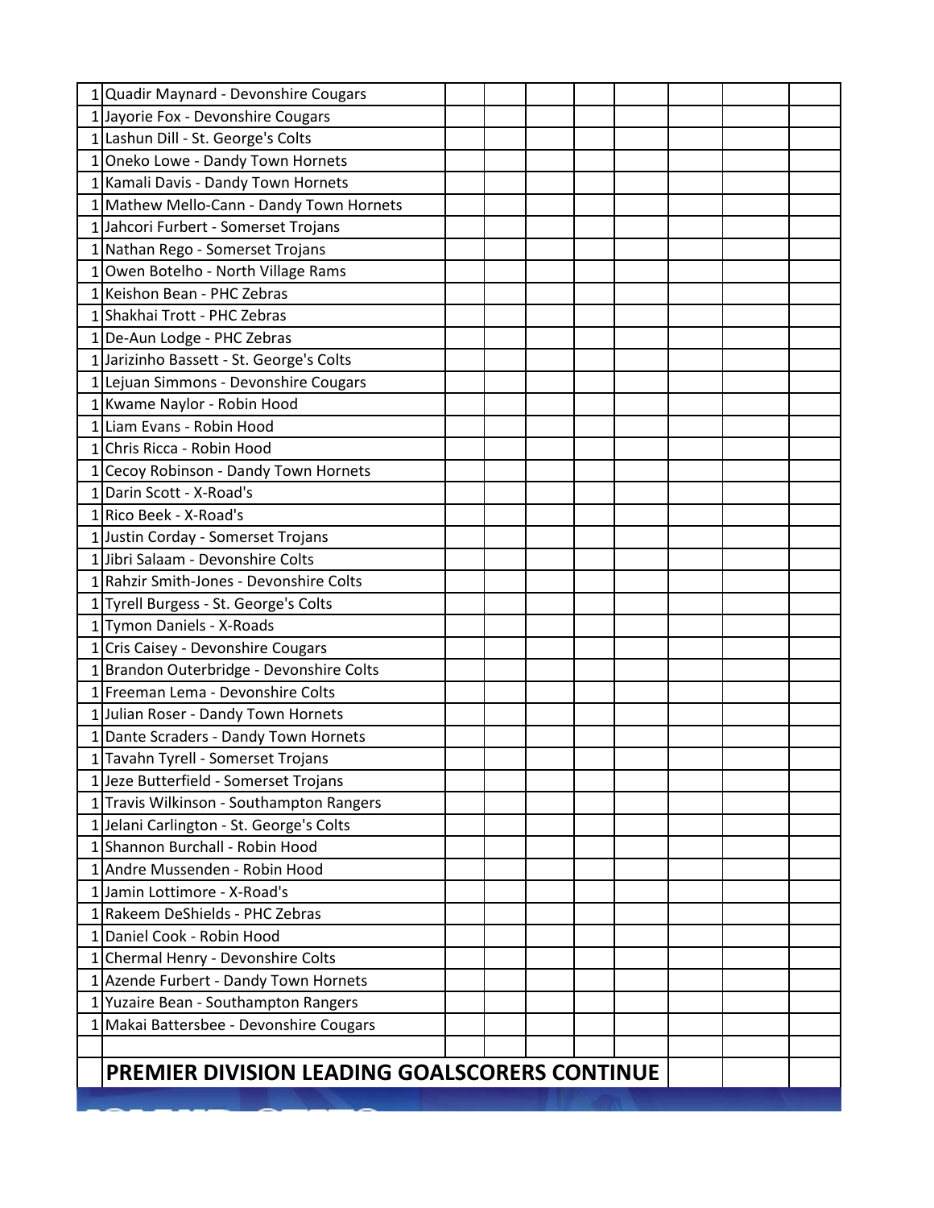| | | | | | | | | | |
|---|---|---|---|---|---|---|---|---|---|
| 1 | Quadir Maynard - Devonshire Cougars | | | | | | | | |
| 1 | Jayorie Fox - Devonshire Cougars | | | | | | | | |
| 1 | Lashun Dill - St. George's Colts | | | | | | | | |
| 1 | Oneko Lowe - Dandy Town Hornets | | | | | | | | |
| 1 | Kamali Davis - Dandy Town Hornets | | | | | | | | |
| 1 | Mathew Mello-Cann - Dandy Town Hornets | | | | | | | | |
| 1 | Jahcori Furbert - Somerset Trojans | | | | | | | | |
| 1 | Nathan Rego - Somerset Trojans | | | | | | | | |
| 1 | Owen Botelho - North Village Rams | | | | | | | | |
| 1 | Keishon Bean - PHC Zebras | | | | | | | | |
| 1 | Shakhai Trott - PHC Zebras | | | | | | | | |
| 1 | De-Aun Lodge - PHC Zebras | | | | | | | | |
| 1 | Jarizinho Bassett - St. George's Colts | | | | | | | | |
| 1 | Lejuan Simmons - Devonshire Cougars | | | | | | | | |
| 1 | Kwame Naylor - Robin Hood | | | | | | | | |
| 1 | Liam Evans - Robin Hood | | | | | | | | |
| 1 | Chris Ricca - Robin Hood | | | | | | | | |
| 1 | Cecoy Robinson - Dandy Town Hornets | | | | | | | | |
| 1 | Darin Scott - X-Road's | | | | | | | | |
| 1 | Rico Beek - X-Road's | | | | | | | | |
| 1 | Justin Corday - Somerset Trojans | | | | | | | | |
| 1 | Jibri Salaam - Devonshire Colts | | | | | | | | |
| 1 | Rahzir Smith-Jones - Devonshire Colts | | | | | | | | |
| 1 | Tyrell Burgess - St. George's Colts | | | | | | | | |
| 1 | Tymon Daniels - X-Roads | | | | | | | | |
| 1 | Cris Caisey - Devonshire Cougars | | | | | | | | |
| 1 | Brandon Outerbridge - Devonshire Colts | | | | | | | | |
| 1 | Freeman Lema - Devonshire Colts | | | | | | | | |
| 1 | Julian Roser - Dandy Town Hornets | | | | | | | | |
| 1 | Dante Scraders - Dandy Town Hornets | | | | | | | | |
| 1 | Tavahn Tyrell - Somerset Trojans | | | | | | | | |
| 1 | Jeze Butterfield - Somerset Trojans | | | | | | | | |
| 1 | Travis Wilkinson - Southampton Rangers | | | | | | | | |
| 1 | Jelani Carlington - St. George's Colts | | | | | | | | |
| 1 | Shannon Burchall - Robin Hood | | | | | | | | |
| 1 | Andre Mussenden - Robin Hood | | | | | | | | |
| 1 | Jamin Lottimore - X-Road's | | | | | | | | |
| 1 | Rakeem DeShields - PHC Zebras | | | | | | | | |
| 1 | Daniel Cook - Robin Hood | | | | | | | | |
| 1 | Chermal Henry - Devonshire Colts | | | | | | | | |
| 1 | Azende Furbert - Dandy Town Hornets | | | | | | | | |
| 1 | Yuzaire Bean - Southampton Rangers | | | | | | | | |
| 1 | Makai Battersbee - Devonshire Cougars | | | | | | | | |

## PREMIER DIVISION LEADING GOALSCORERS CONTINUE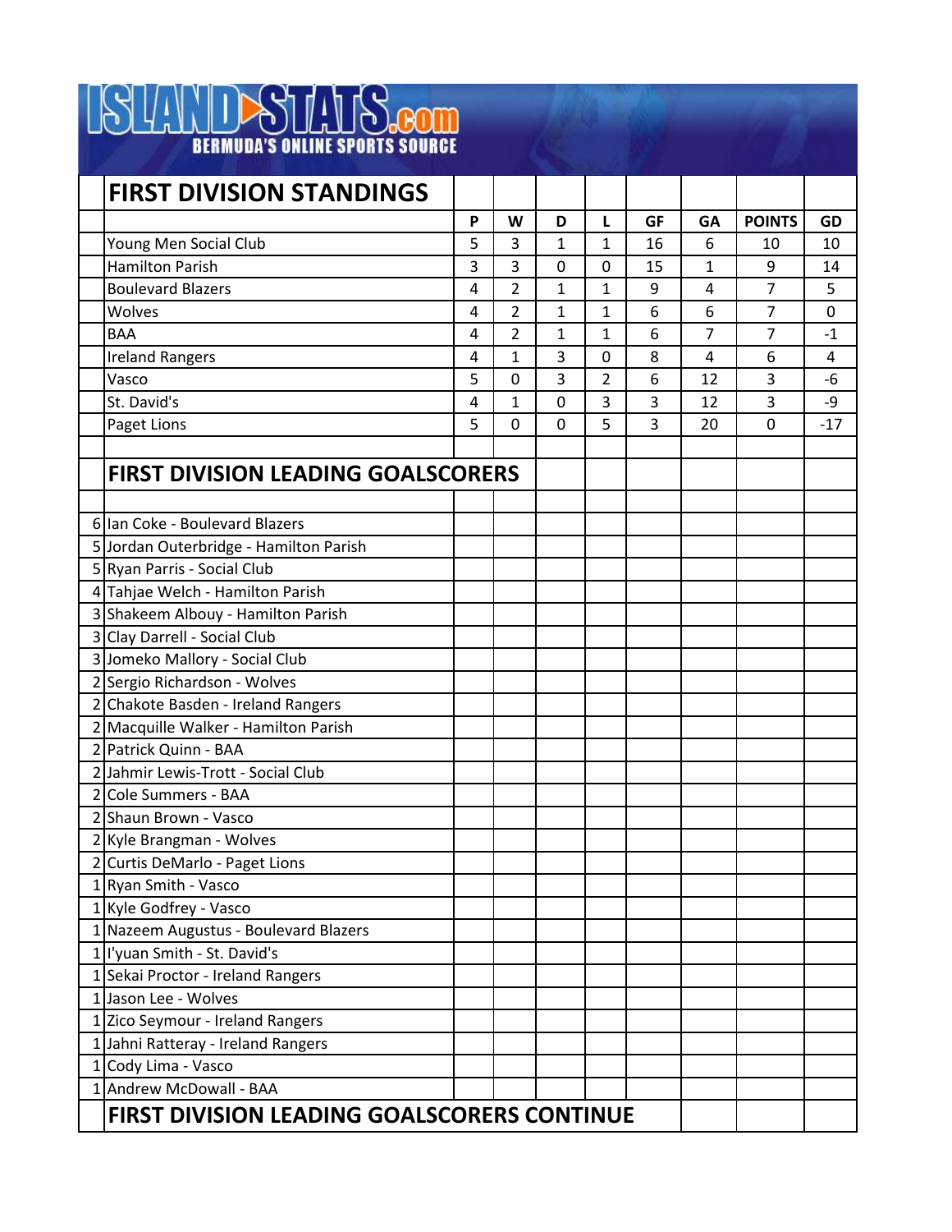ISLAND STATS.com
BERMUDA'S ONLINE SPORTS SOURCE

## FIRST DIVISION STANDINGS

| | P | W | D | L | GF | GA | POINTS | GD |
|---|---|---|---|---|---|---|---|---|
| Young Men Social Club | 5 | 3 | 1 | 1 | 16 | 6 | 10 | 10 |
| Hamilton Parish | 3 | 3 | 0 | 0 | 15 | 1 | 9 | 14 |
| Boulevard Blazers | 4 | 2 | 1 | 1 | 9 | 4 | 7 | 5 |
| Wolves | 4 | 2 | 1 | 1 | 6 | 6 | 7 | 0 |
| BAA | 4 | 2 | 1 | 1 | 6 | 7 | 7 | -1 |
| Ireland Rangers | 4 | 1 | 3 | 0 | 8 | 4 | 6 | 4 |
| Vasco | 5 | 0 | 3 | 2 | 6 | 12 | 3 | -6 |
| St. David's | 4 | 1 | 0 | 3 | 3 | 12 | 3 | -9 |
| Paget Lions | 5 | 0 | 0 | 5 | 3 | 20 | 0 | -17 |

## FIRST DIVISION LEADING GOALSCORERS

| | |
|---|---|
| 6 | Ian Coke - Boulevard Blazers |
| 5 | Jordan Outerbridge - Hamilton Parish |
| 5 | Ryan Parris - Social Club |
| 4 | Tahjae Welch - Hamilton Parish |
| 3 | Shakeem Albouy - Hamilton Parish |
| 3 | Clay Darrell - Social Club |
| 3 | Jomeko Mallory - Social Club |
| 2 | Sergio Richardson - Wolves |
| 2 | Chakote Basden - Ireland Rangers |
| 2 | Macquille Walker - Hamilton Parish |
| 2 | Patrick Quinn - BAA |
| 2 | Jahmir Lewis-Trott - Social Club |
| 2 | Cole Summers - BAA |
| 2 | Shaun Brown - Vasco |
| 2 | Kyle Brangman - Wolves |
| 2 | Curtis DeMarlo - Paget Lions |
| 1 | Ryan Smith - Vasco |
| 1 | Kyle Godfrey - Vasco |
| 1 | Nazeem Augustus - Boulevard Blazers |
| 1 | I'yuan Smith - St. David's |
| 1 | Sekai Proctor - Ireland Rangers |
| 1 | Jason Lee - Wolves |
| 1 | Zico Seymour - Ireland Rangers |
| 1 | Jahni Ratteray - Ireland Rangers |
| 1 | Cody Lima - Vasco |
| 1 | Andrew McDowall - BAA |

## FIRST DIVISION LEADING GOALSCORERS CONTINUE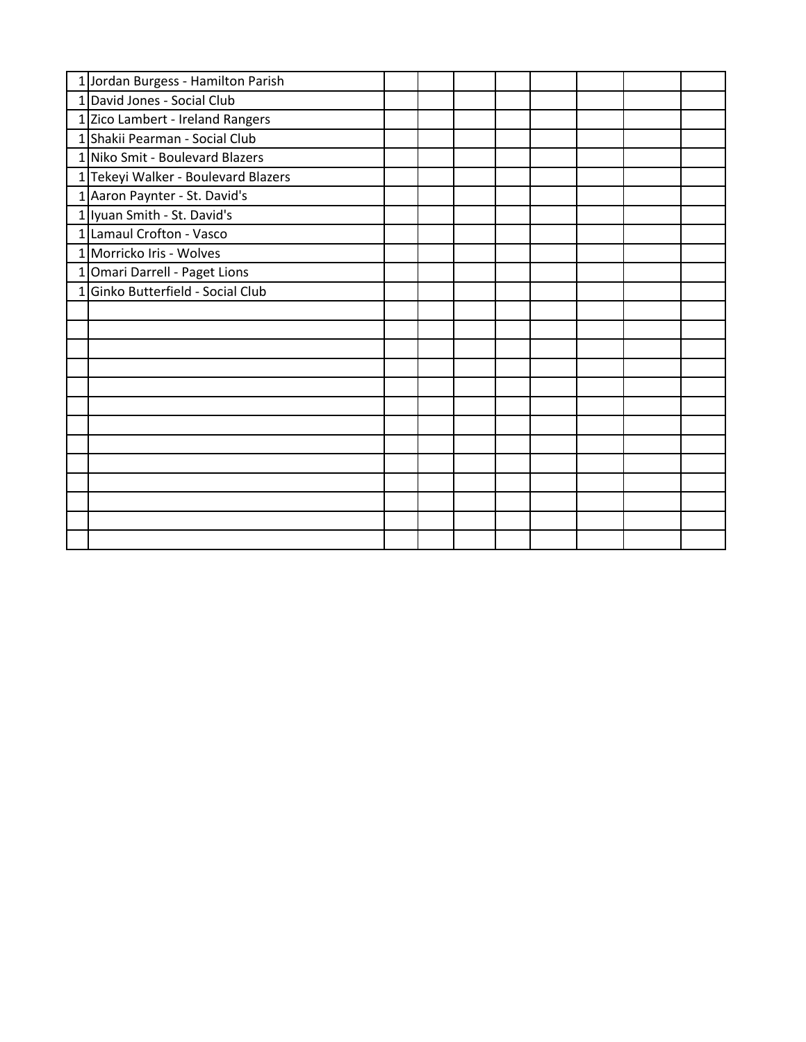| | | | | | | | | | |
|---|---|---|---|---|---|---|---|---|---|
| 1 | Jordan Burgess - Hamilton Parish | | | | | | | | |
| 1 | David Jones - Social Club | | | | | | | | |
| 1 | Zico Lambert - Ireland Rangers | | | | | | | | |
| 1 | Shakii Pearman - Social Club | | | | | | | | |
| 1 | Niko Smit - Boulevard Blazers | | | | | | | | |
| 1 | Tekeyi Walker - Boulevard Blazers | | | | | | | | |
| 1 | Aaron Paynter - St. David's | | | | | | | | |
| 1 | Iyuan Smith - St. David's | | | | | | | | |
| 1 | Lamaul Crofton - Vasco | | | | | | | | |
| 1 | Morricko Iris - Wolves | | | | | | | | |
| 1 | Omari Darrell - Paget Lions | | | | | | | | |
| 1 | Ginko Butterfield - Social Club | | | | | | | | |
| | | | | | | | | | |
| | | | | | | | | | |
| | | | | | | | | | |
| | | | | | | | | | |
| | | | | | | | | | |
| | | | | | | | | | |
| | | | | | | | | | |
| | | | | | | | | | |
| | | | | | | | | | |
| | | | | | | | | | |
| | | | | | | | | | |
| | | | | | | | | | |
| | | | | | | | | | |